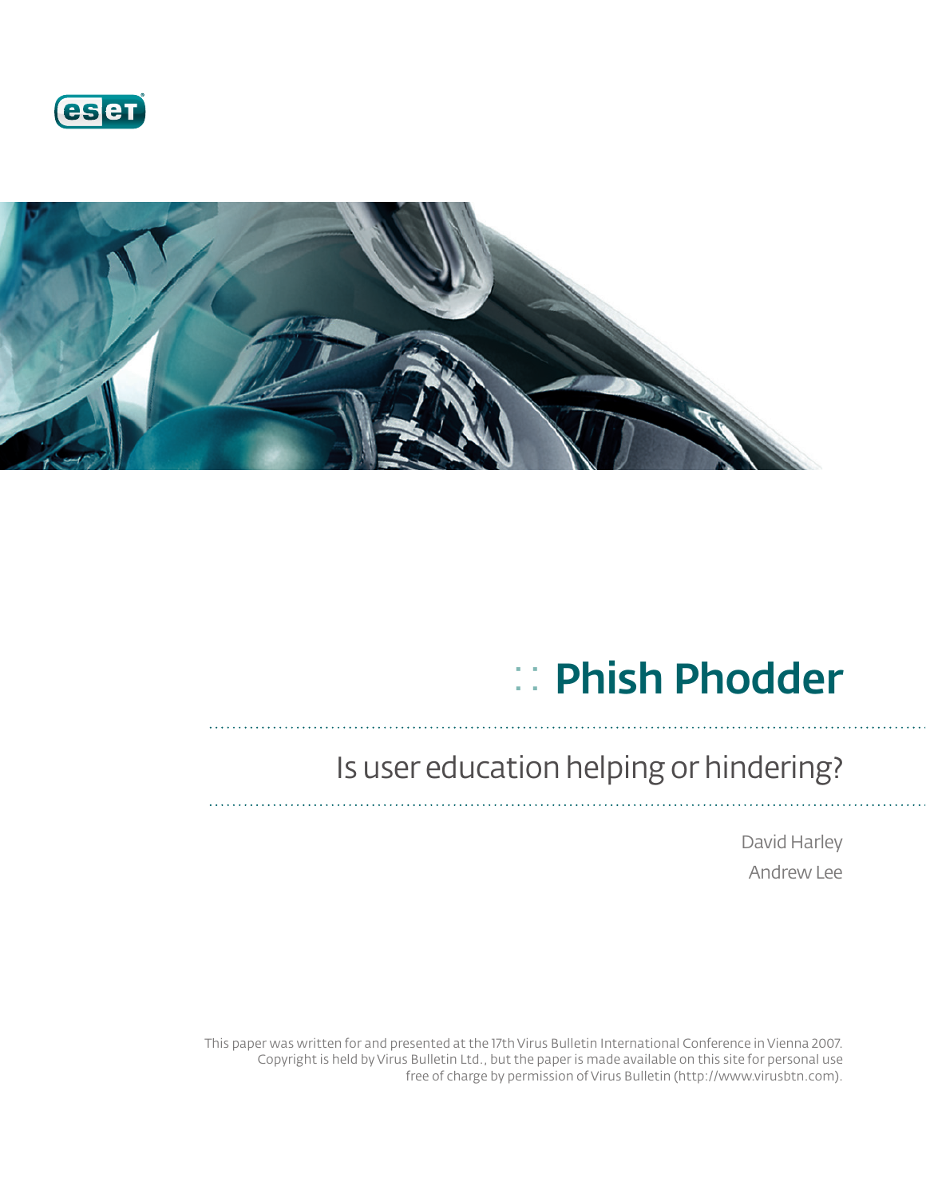# :: Phish Phodder

## Is user education helping or hindering?

David Harley

Andrew Lee

This paper was written for and presented at the 17th Virus Bulletin International Conference in Vienna 2007. Copyright is held by Virus Bulletin Ltd., but the paper is made available on this site for personal use free of charge by permission of Virus Bulletin (http://www.virusbtn.com).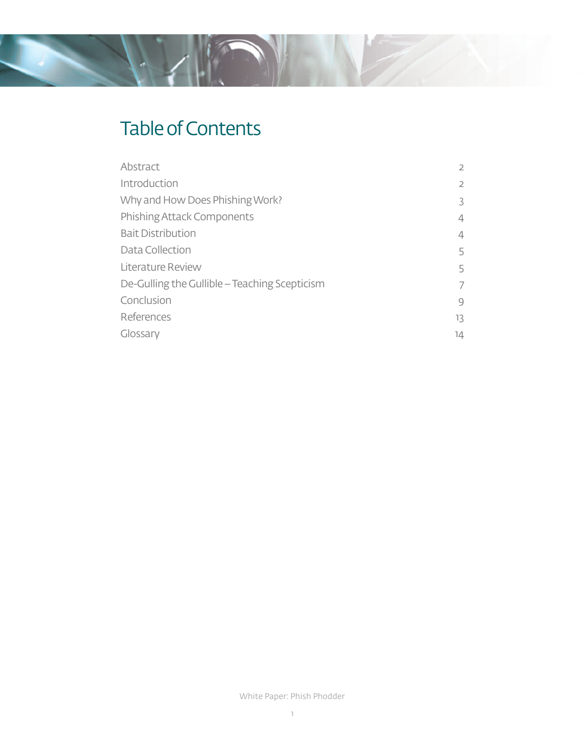# Table of Contents

| | |
|---|---|
| Abstract | 2 |
| Introduction | 2 |
| Why and How Does Phishing Work? | 3 |
| Phishing Attack Components | 4 |
| Bait Distribution | 4 |
| Data Collection | 5 |
| Literature Review | 5 |
| De-Gulling the Gullible – Teaching Scepticism | 7 |
| Conclusion | 9 |
| References | 13 |
| Glossary | 14 |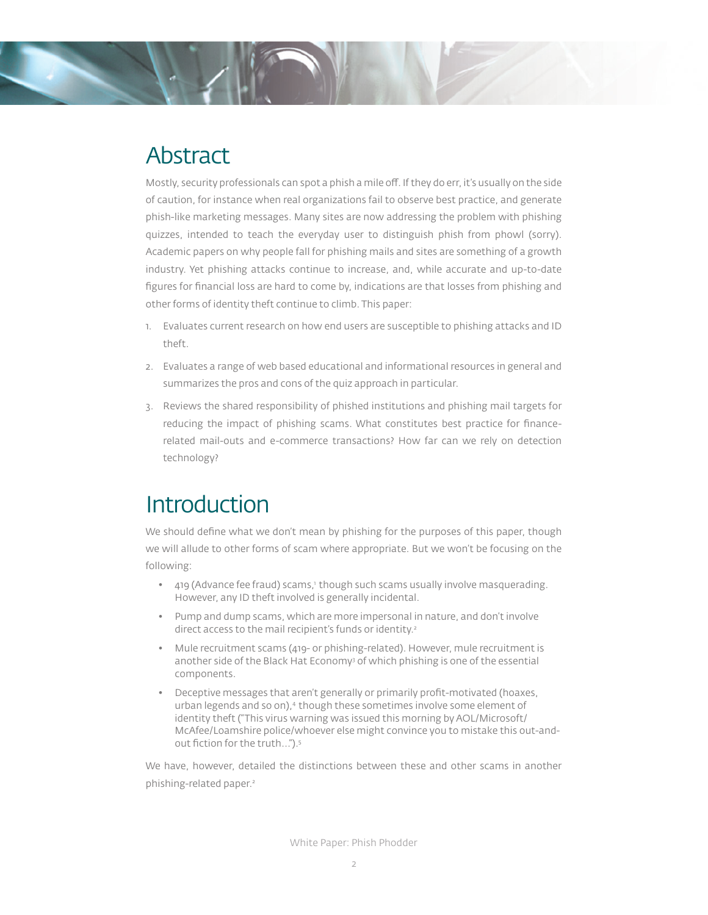# Abstract

Mostly, security professionals can spot a phish a mile off. If they do err, it's usually on the side of caution, for instance when real organizations fail to observe best practice, and generate phish-like marketing messages. Many sites are now addressing the problem with phishing quizzes, intended to teach the everyday user to distinguish phish from phowl (sorry). Academic papers on why people fall for phishing mails and sites are something of a growth industry. Yet phishing attacks continue to increase, and, while accurate and up-to-date figures for financial loss are hard to come by, indications are that losses from phishing and other forms of identity theft continue to climb. This paper:

1. Evaluates current research on how end users are susceptible to phishing attacks and ID theft.
2. Evaluates a range of web based educational and informational resources in general and summarizes the pros and cons of the quiz approach in particular.
3. Reviews the shared responsibility of phished institutions and phishing mail targets for reducing the impact of phishing scams. What constitutes best practice for finance-related mail-outs and e-commerce transactions? How far can we rely on detection technology?

# Introduction

We should define what we don't mean by phishing for the purposes of this paper, though we will allude to other forms of scam where appropriate. But we won't be focusing on the following:

- 419 (Advance fee fraud) scams,[1] though such scams usually involve masquerading. However, any ID theft involved is generally incidental.
- Pump and dump scams, which are more impersonal in nature, and don't involve direct access to the mail recipient's funds or identity.[2]
- Mule recruitment scams (419- or phishing-related). However, mule recruitment is another side of the Black Hat Economy[3] of which phishing is one of the essential components.
- Deceptive messages that aren't generally or primarily profit-motivated (hoaxes, urban legends and so on),[4] though these sometimes involve some element of identity theft ("This virus warning was issued this morning by AOL/Microsoft/McAfee/Loamshire police/whoever else might convince you to mistake this out-and-out fiction for the truth…").[5]

We have, however, detailed the distinctions between these and other scams in another phishing-related paper.[2]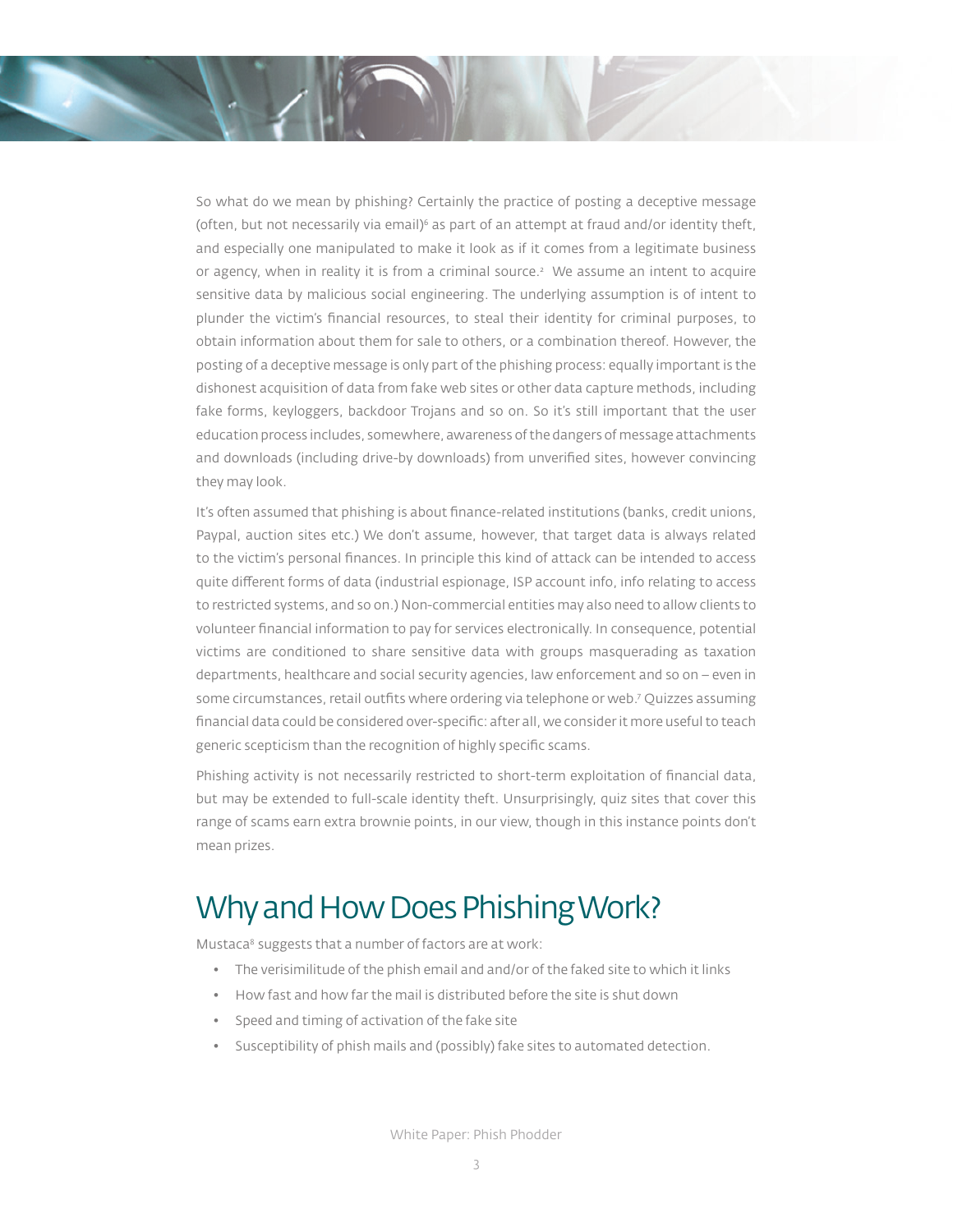So what do we mean by phishing? Certainly the practice of posting a deceptive message (often, but not necessarily via email)[6] as part of an attempt at fraud and/or identity theft, and especially one manipulated to make it look as if it comes from a legitimate business or agency, when in reality it is from a criminal source.[2] We assume an intent to acquire sensitive data by malicious social engineering. The underlying assumption is of intent to plunder the victim's financial resources, to steal their identity for criminal purposes, to obtain information about them for sale to others, or a combination thereof. However, the posting of a deceptive message is only part of the phishing process: equally important is the dishonest acquisition of data from fake web sites or other data capture methods, including fake forms, keyloggers, backdoor Trojans and so on. So it's still important that the user education process includes, somewhere, awareness of the dangers of message attachments and downloads (including drive-by downloads) from unverified sites, however convincing they may look.

It's often assumed that phishing is about finance-related institutions (banks, credit unions, Paypal, auction sites etc.) We don't assume, however, that target data is always related to the victim's personal finances. In principle this kind of attack can be intended to access quite different forms of data (industrial espionage, ISP account info, info relating to access to restricted systems, and so on.) Non-commercial entities may also need to allow clients to volunteer financial information to pay for services electronically. In consequence, potential victims are conditioned to share sensitive data with groups masquerading as taxation departments, healthcare and social security agencies, law enforcement and so on – even in some circumstances, retail outfits where ordering via telephone or web.[7] Quizzes assuming financial data could be considered over-specific: after all, we consider it more useful to teach generic scepticism than the recognition of highly specific scams.

Phishing activity is not necessarily restricted to short-term exploitation of financial data, but may be extended to full-scale identity theft. Unsurprisingly, quiz sites that cover this range of scams earn extra brownie points, in our view, though in this instance points don't mean prizes.

## Why and How Does Phishing Work?

Mustaca[8] suggests that a number of factors are at work:

- The verisimilitude of the phish email and and/or of the faked site to which it links
- How fast and how far the mail is distributed before the site is shut down
- Speed and timing of activation of the fake site
- Susceptibility of phish mails and (possibly) fake sites to automated detection.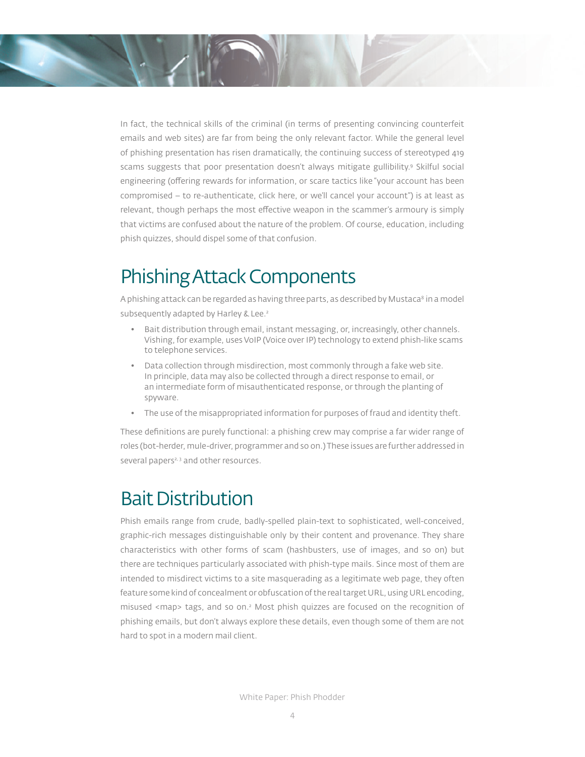In fact, the technical skills of the criminal (in terms of presenting convincing counterfeit emails and web sites) are far from being the only relevant factor. While the general level of phishing presentation has risen dramatically, the continuing success of stereotyped 419 scams suggests that poor presentation doesn't always mitigate gullibility.[9] Skilful social engineering (offering rewards for information, or scare tactics like "your account has been compromised – to re-authenticate, click here, or we'll cancel your account") is at least as relevant, though perhaps the most effective weapon in the scammer's armoury is simply that victims are confused about the nature of the problem. Of course, education, including phish quizzes, should dispel some of that confusion.

## Phishing Attack Components

A phishing attack can be regarded as having three parts, as described by Mustaca[8] in a model subsequently adapted by Harley & Lee.[2]

- Bait distribution through email, instant messaging, or, increasingly, other channels. Vishing, for example, uses VoIP (Voice over IP) technology to extend phish-like scams to telephone services.
- Data collection through misdirection, most commonly through a fake web site. In principle, data may also be collected through a direct response to email, or an intermediate form of misauthenticated response, or through the planting of spyware.
- The use of the misappropriated information for purposes of fraud and identity theft.

These definitions are purely functional: a phishing crew may comprise a far wider range of roles (bot-herder, mule-driver, programmer and so on.) These issues are further addressed in several papers[2, 3] and other resources.

## Bait Distribution

Phish emails range from crude, badly-spelled plain-text to sophisticated, well-conceived, graphic-rich messages distinguishable only by their content and provenance. They share characteristics with other forms of scam (hashbusters, use of images, and so on) but there are techniques particularly associated with phish-type mails. Since most of them are intended to misdirect victims to a site masquerading as a legitimate web page, they often feature some kind of concealment or obfuscation of the real target URL, using URL encoding, misused <map> tags, and so on.[2] Most phish quizzes are focused on the recognition of phishing emails, but don't always explore these details, even though some of them are not hard to spot in a modern mail client.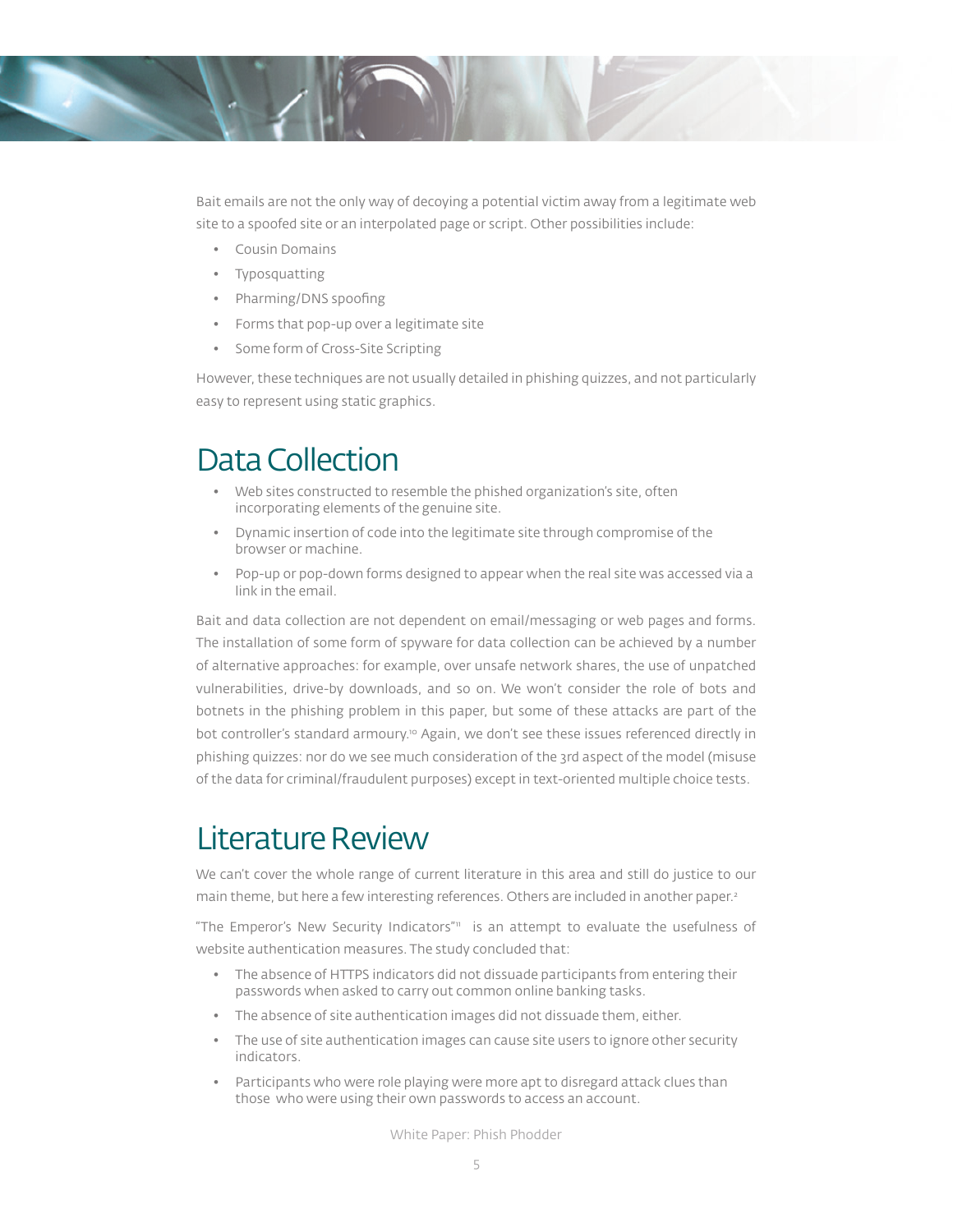Bait emails are not the only way of decoying a potential victim away from a legitimate web site to a spoofed site or an interpolated page or script. Other possibilities include:

- Cousin Domains
- Typosquatting
- Pharming/DNS spoofing
- Forms that pop-up over a legitimate site
- Some form of Cross-Site Scripting

However, these techniques are not usually detailed in phishing quizzes, and not particularly easy to represent using static graphics.

## Data Collection

- Web sites constructed to resemble the phished organization's site, often incorporating elements of the genuine site.
- Dynamic insertion of code into the legitimate site through compromise of the browser or machine.
- Pop-up or pop-down forms designed to appear when the real site was accessed via a link in the email.

Bait and data collection are not dependent on email/messaging or web pages and forms. The installation of some form of spyware for data collection can be achieved by a number of alternative approaches: for example, over unsafe network shares, the use of unpatched vulnerabilities, drive-by downloads, and so on. We won't consider the role of bots and botnets in the phishing problem in this paper, but some of these attacks are part of the bot controller's standard armoury.[10] Again, we don't see these issues referenced directly in phishing quizzes: nor do we see much consideration of the 3rd aspect of the model (misuse of the data for criminal/fraudulent purposes) except in text-oriented multiple choice tests.

## Literature Review

We can't cover the whole range of current literature in this area and still do justice to our main theme, but here a few interesting references. Others are included in another paper.[2]

"The Emperor's New Security Indicators"[11] is an attempt to evaluate the usefulness of website authentication measures. The study concluded that:

- The absence of HTTPS indicators did not dissuade participants from entering their passwords when asked to carry out common online banking tasks.
- The absence of site authentication images did not dissuade them, either.
- The use of site authentication images can cause site users to ignore other security indicators.
- Participants who were role playing were more apt to disregard attack clues than those who were using their own passwords to access an account.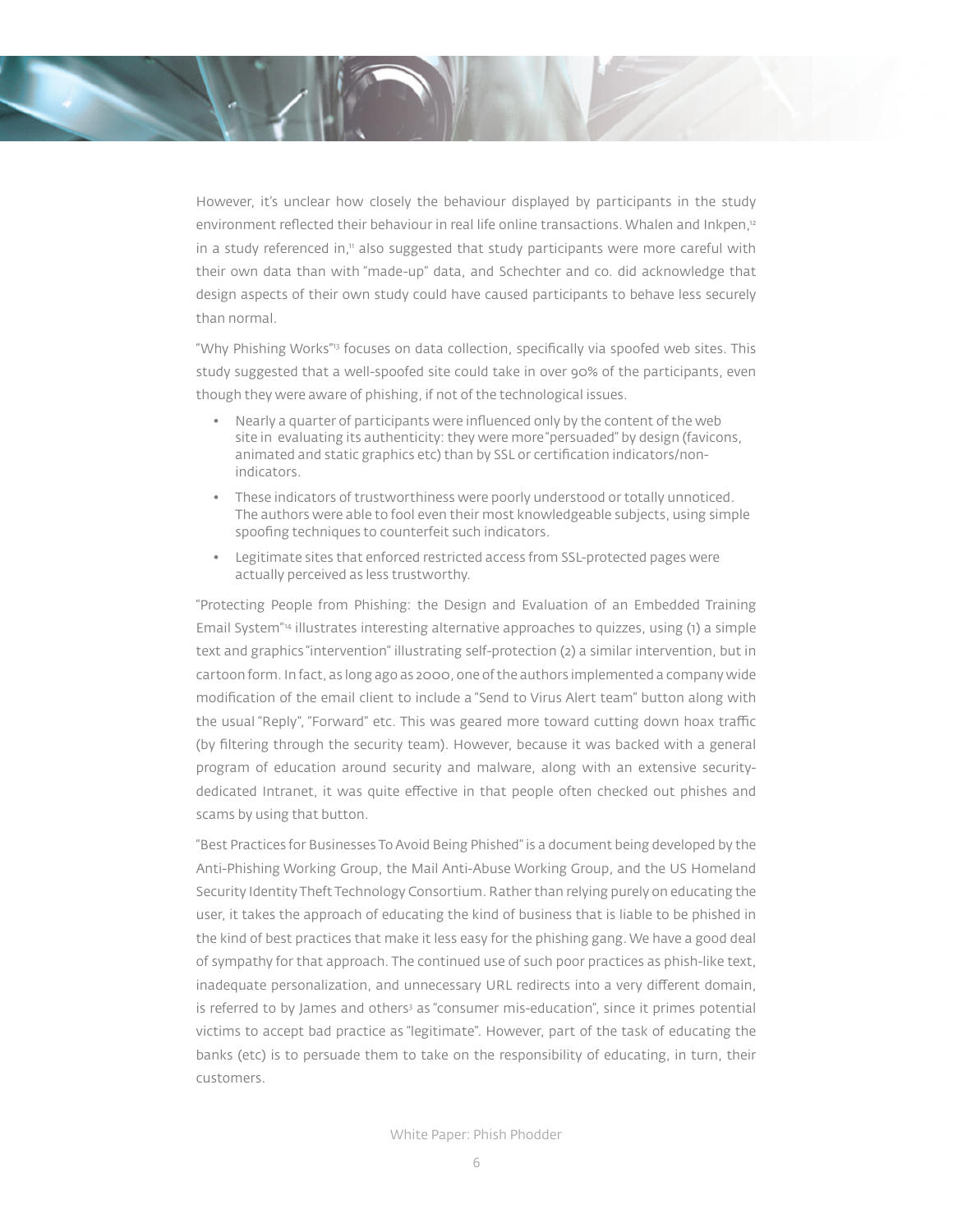However, it's unclear how closely the behaviour displayed by participants in the study environment reflected their behaviour in real life online transactions. Whalen and Inkpen,[12] in a study referenced in,[11] also suggested that study participants were more careful with their own data than with "made-up" data, and Schechter and co. did acknowledge that design aspects of their own study could have caused participants to behave less securely than normal.

"Why Phishing Works"[13] focuses on data collection, specifically via spoofed web sites. This study suggested that a well-spoofed site could take in over 90% of the participants, even though they were aware of phishing, if not of the technological issues.

- Nearly a quarter of participants were influenced only by the content of the web site in evaluating its authenticity: they were more "persuaded" by design (favicons, animated and static graphics etc) than by SSL or certification indicators/non-indicators.
- These indicators of trustworthiness were poorly understood or totally unnoticed. The authors were able to fool even their most knowledgeable subjects, using simple spoofing techniques to counterfeit such indicators.
- Legitimate sites that enforced restricted access from SSL-protected pages were actually perceived as less trustworthy.

"Protecting People from Phishing: the Design and Evaluation of an Embedded Training Email System"[14] illustrates interesting alternative approaches to quizzes, using (1) a simple text and graphics "intervention" illustrating self-protection (2) a similar intervention, but in cartoon form. In fact, as long ago as 2000, one of the authors implemented a company wide modification of the email client to include a "Send to Virus Alert team" button along with the usual "Reply", "Forward" etc. This was geared more toward cutting down hoax traffic (by filtering through the security team). However, because it was backed with a general program of education around security and malware, along with an extensive security-dedicated Intranet, it was quite effective in that people often checked out phishes and scams by using that button.

"Best Practices for Businesses To Avoid Being Phished" is a document being developed by the Anti-Phishing Working Group, the Mail Anti-Abuse Working Group, and the US Homeland Security Identity Theft Technology Consortium. Rather than relying purely on educating the user, it takes the approach of educating the kind of business that is liable to be phished in the kind of best practices that make it less easy for the phishing gang. We have a good deal of sympathy for that approach. The continued use of such poor practices as phish-like text, inadequate personalization, and unnecessary URL redirects into a very different domain, is referred to by James and others[3] as "consumer mis-education", since it primes potential victims to accept bad practice as "legitimate". However, part of the task of educating the banks (etc) is to persuade them to take on the responsibility of educating, in turn, their customers.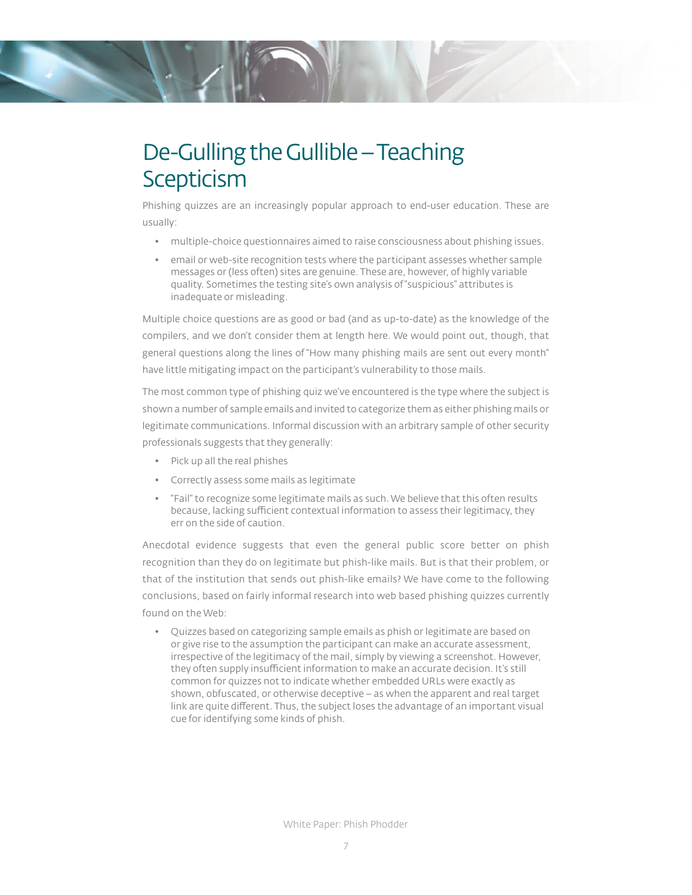# De-Gulling the Gullible – Teaching Scepticism

Phishing quizzes are an increasingly popular approach to end-user education. These are usually:

- multiple-choice questionnaires aimed to raise consciousness about phishing issues.
- email or web-site recognition tests where the participant assesses whether sample messages or (less often) sites are genuine. These are, however, of highly variable quality. Sometimes the testing site's own analysis of "suspicious" attributes is inadequate or misleading.

Multiple choice questions are as good or bad (and as up-to-date) as the knowledge of the compilers, and we don't consider them at length here. We would point out, though, that general questions along the lines of "How many phishing mails are sent out every month" have little mitigating impact on the participant's vulnerability to those mails.

The most common type of phishing quiz we've encountered is the type where the subject is shown a number of sample emails and invited to categorize them as either phishing mails or legitimate communications. Informal discussion with an arbitrary sample of other security professionals suggests that they generally:

- Pick up all the real phishes
- Correctly assess some mails as legitimate
- "Fail" to recognize some legitimate mails as such. We believe that this often results because, lacking sufficient contextual information to assess their legitimacy, they err on the side of caution.

Anecdotal evidence suggests that even the general public score better on phish recognition than they do on legitimate but phish-like mails. But is that their problem, or that of the institution that sends out phish-like emails? We have come to the following conclusions, based on fairly informal research into web based phishing quizzes currently found on the Web:

- Quizzes based on categorizing sample emails as phish or legitimate are based on or give rise to the assumption the participant can make an accurate assessment, irrespective of the legitimacy of the mail, simply by viewing a screenshot. However, they often supply insufficient information to make an accurate decision. It's still common for quizzes not to indicate whether embedded URLs were exactly as shown, obfuscated, or otherwise deceptive – as when the apparent and real target link are quite different. Thus, the subject loses the advantage of an important visual cue for identifying some kinds of phish.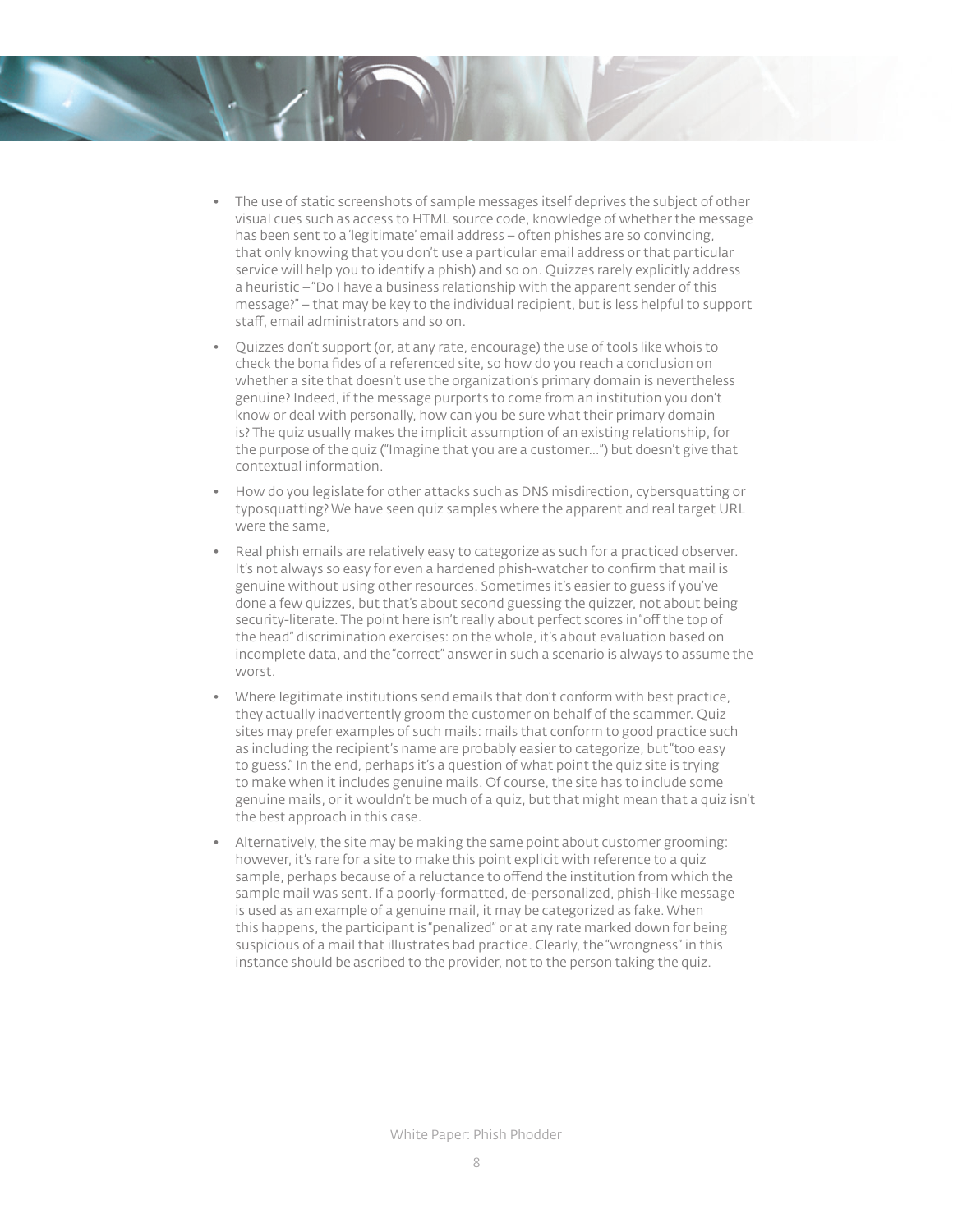- The use of static screenshots of sample messages itself deprives the subject of other visual cues such as access to HTML source code, knowledge of whether the message has been sent to a 'legitimate' email address – often phishes are so convincing, that only knowing that you don't use a particular email address or that particular service will help you to identify a phish) and so on. Quizzes rarely explicitly address a heuristic – "Do I have a business relationship with the apparent sender of this message?" – that may be key to the individual recipient, but is less helpful to support staff, email administrators and so on.
- Quizzes don't support (or, at any rate, encourage) the use of tools like whois to check the bona fides of a referenced site, so how do you reach a conclusion on whether a site that doesn't use the organization's primary domain is nevertheless genuine? Indeed, if the message purports to come from an institution you don't know or deal with personally, how can you be sure what their primary domain is? The quiz usually makes the implicit assumption of an existing relationship, for the purpose of the quiz ("Imagine that you are a customer…") but doesn't give that contextual information.
- How do you legislate for other attacks such as DNS misdirection, cybersquatting or typosquatting? We have seen quiz samples where the apparent and real target URL were the same,
- Real phish emails are relatively easy to categorize as such for a practiced observer. It's not always so easy for even a hardened phish-watcher to confirm that mail is genuine without using other resources. Sometimes it's easier to guess if you've done a few quizzes, but that's about second guessing the quizzer, not about being security-literate. The point here isn't really about perfect scores in "off the top of the head" discrimination exercises: on the whole, it's about evaluation based on incomplete data, and the "correct" answer in such a scenario is always to assume the worst.
- Where legitimate institutions send emails that don't conform with best practice, they actually inadvertently groom the customer on behalf of the scammer. Quiz sites may prefer examples of such mails: mails that conform to good practice such as including the recipient's name are probably easier to categorize, but "too easy to guess." In the end, perhaps it's a question of what point the quiz site is trying to make when it includes genuine mails. Of course, the site has to include some genuine mails, or it wouldn't be much of a quiz, but that might mean that a quiz isn't the best approach in this case.
- Alternatively, the site may be making the same point about customer grooming: however, it's rare for a site to make this point explicit with reference to a quiz sample, perhaps because of a reluctance to offend the institution from which the sample mail was sent. If a poorly-formatted, de-personalized, phish-like message is used as an example of a genuine mail, it may be categorized as fake. When this happens, the participant is "penalized" or at any rate marked down for being suspicious of a mail that illustrates bad practice. Clearly, the "wrongness" in this instance should be ascribed to the provider, not to the person taking the quiz.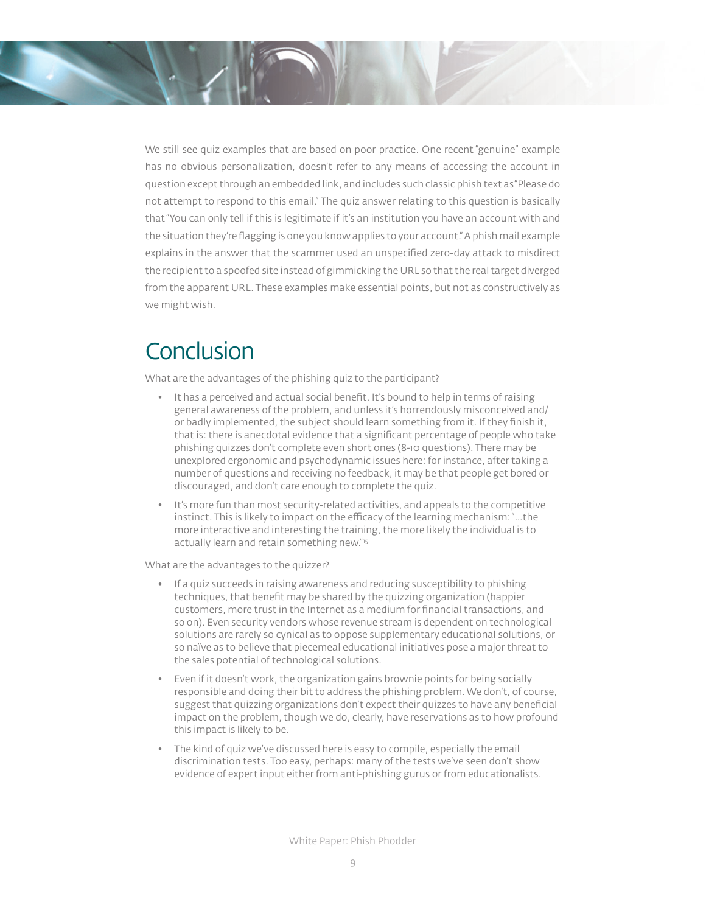We still see quiz examples that are based on poor practice. One recent "genuine" example has no obvious personalization, doesn't refer to any means of accessing the account in question except through an embedded link, and includes such classic phish text as "Please do not attempt to respond to this email." The quiz answer relating to this question is basically that "You can only tell if this is legitimate if it's an institution you have an account with and the situation they're flagging is one you know applies to your account." A phish mail example explains in the answer that the scammer used an unspecified zero-day attack to misdirect the recipient to a spoofed site instead of gimmicking the URL so that the real target diverged from the apparent URL. These examples make essential points, but not as constructively as we might wish.

## Conclusion

What are the advantages of the phishing quiz to the participant?

- It has a perceived and actual social benefit. It's bound to help in terms of raising general awareness of the problem, and unless it's horrendously misconceived and/or badly implemented, the subject should learn something from it. If they finish it, that is: there is anecdotal evidence that a significant percentage of people who take phishing quizzes don't complete even short ones (8-10 questions). There may be unexplored ergonomic and psychodynamic issues here: for instance, after taking a number of questions and receiving no feedback, it may be that people get bored or discouraged, and don't care enough to complete the quiz.
- It's more fun than most security-related activities, and appeals to the competitive instinct. This is likely to impact on the efficacy of the learning mechanism: "...the more interactive and interesting the training, the more likely the individual is to actually learn and retain something new."[15]

What are the advantages to the quizzer?

- If a quiz succeeds in raising awareness and reducing susceptibility to phishing techniques, that benefit may be shared by the quizzing organization (happier customers, more trust in the Internet as a medium for financial transactions, and so on). Even security vendors whose revenue stream is dependent on technological solutions are rarely so cynical as to oppose supplementary educational solutions, or so naïve as to believe that piecemeal educational initiatives pose a major threat to the sales potential of technological solutions.
- Even if it doesn't work, the organization gains brownie points for being socially responsible and doing their bit to address the phishing problem. We don't, of course, suggest that quizzing organizations don't expect their quizzes to have any beneficial impact on the problem, though we do, clearly, have reservations as to how profound this impact is likely to be.
- The kind of quiz we've discussed here is easy to compile, especially the email discrimination tests. Too easy, perhaps: many of the tests we've seen don't show evidence of expert input either from anti-phishing gurus or from educationalists.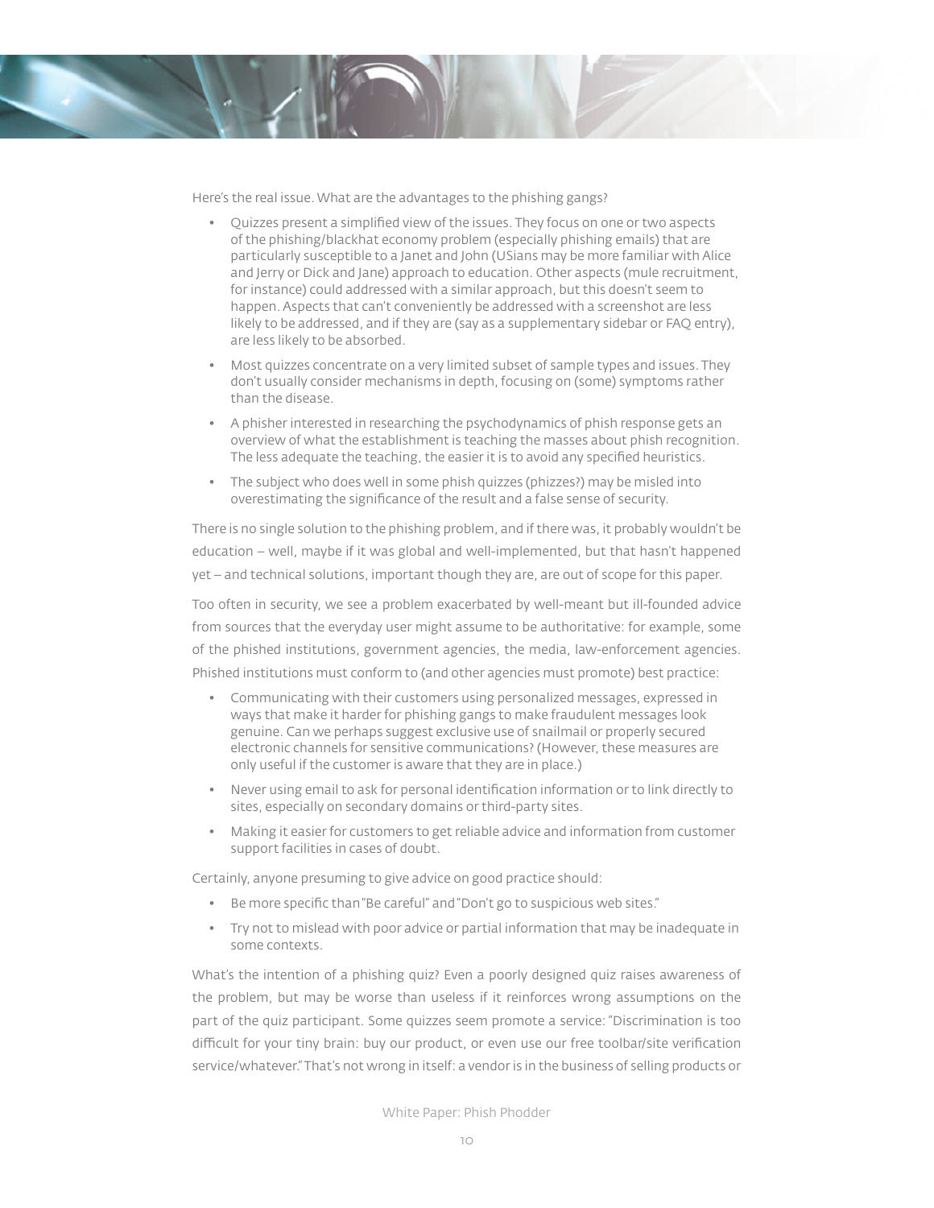Here's the real issue. What are the advantages to the phishing gangs?

- Quizzes present a simplified view of the issues. They focus on one or two aspects of the phishing/blackhat economy problem (especially phishing emails) that are particularly susceptible to a Janet and John (USians may be more familiar with Alice and Jerry or Dick and Jane) approach to education. Other aspects (mule recruitment, for instance) could addressed with a similar approach, but this doesn't seem to happen. Aspects that can't conveniently be addressed with a screenshot are less likely to be addressed, and if they are (say as a supplementary sidebar or FAQ entry), are less likely to be absorbed.
- Most quizzes concentrate on a very limited subset of sample types and issues. They don't usually consider mechanisms in depth, focusing on (some) symptoms rather than the disease.
- A phisher interested in researching the psychodynamics of phish response gets an overview of what the establishment is teaching the masses about phish recognition. The less adequate the teaching, the easier it is to avoid any specified heuristics.
- The subject who does well in some phish quizzes (phizzes?) may be misled into overestimating the significance of the result and a false sense of security.

There is no single solution to the phishing problem, and if there was, it probably wouldn't be education – well, maybe if it was global and well-implemented, but that hasn't happened yet – and technical solutions, important though they are, are out of scope for this paper.

Too often in security, we see a problem exacerbated by well-meant but ill-founded advice from sources that the everyday user might assume to be authoritative: for example, some of the phished institutions, government agencies, the media, law-enforcement agencies. Phished institutions must conform to (and other agencies must promote) best practice:

- Communicating with their customers using personalized messages, expressed in ways that make it harder for phishing gangs to make fraudulent messages look genuine. Can we perhaps suggest exclusive use of snailmail or properly secured electronic channels for sensitive communications? (However, these measures are only useful if the customer is aware that they are in place.)
- Never using email to ask for personal identification information or to link directly to sites, especially on secondary domains or third-party sites.
- Making it easier for customers to get reliable advice and information from customer support facilities in cases of doubt.

Certainly, anyone presuming to give advice on good practice should:

- Be more specific than "Be careful" and "Don't go to suspicious web sites."
- Try not to mislead with poor advice or partial information that may be inadequate in some contexts.

What's the intention of a phishing quiz? Even a poorly designed quiz raises awareness of the problem, but may be worse than useless if it reinforces wrong assumptions on the part of the quiz participant. Some quizzes seem promote a service: "Discrimination is too difficult for your tiny brain: buy our product, or even use our free toolbar/site verification service/whatever." That's not wrong in itself: a vendor is in the business of selling products or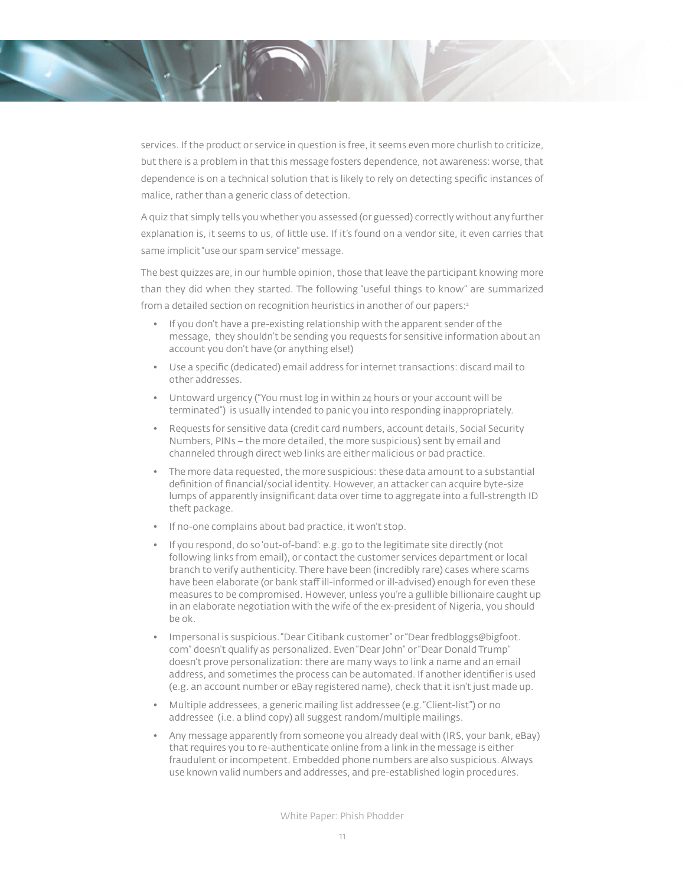services. If the product or service in question is free, it seems even more churlish to criticize, but there is a problem in that this message fosters dependence, not awareness: worse, that dependence is on a technical solution that is likely to rely on detecting specific instances of malice, rather than a generic class of detection.

A quiz that simply tells you whether you assessed (or guessed) correctly without any further explanation is, it seems to us, of little use. If it's found on a vendor site, it even carries that same implicit "use our spam service" message.

The best quizzes are, in our humble opinion, those that leave the participant knowing more than they did when they started. The following "useful things to know" are summarized from a detailed section on recognition heuristics in another of our papers:[2]

- If you don't have a pre-existing relationship with the apparent sender of the message, they shouldn't be sending you requests for sensitive information about an account you don't have (or anything else!)
- Use a specific (dedicated) email address for internet transactions: discard mail to other addresses.
- Untoward urgency ("You must log in within 24 hours or your account will be terminated") is usually intended to panic you into responding inappropriately.
- Requests for sensitive data (credit card numbers, account details, Social Security Numbers, PINs – the more detailed, the more suspicious) sent by email and channeled through direct web links are either malicious or bad practice.
- The more data requested, the more suspicious: these data amount to a substantial definition of financial/social identity. However, an attacker can acquire byte-size lumps of apparently insignificant data over time to aggregate into a full-strength ID theft package.
- If no-one complains about bad practice, it won't stop.
- If you respond, do so 'out-of-band': e.g. go to the legitimate site directly (not following links from email), or contact the customer services department or local branch to verify authenticity. There have been (incredibly rare) cases where scams have been elaborate (or bank staff ill-informed or ill-advised) enough for even these measures to be compromised. However, unless you're a gullible billionaire caught up in an elaborate negotiation with the wife of the ex-president of Nigeria, you should be ok.
- Impersonal is suspicious. "Dear Citibank customer" or "Dear fredbloggs@bigfoot.com" doesn't qualify as personalized. Even "Dear John" or "Dear Donald Trump" doesn't prove personalization: there are many ways to link a name and an email address, and sometimes the process can be automated. If another identifier is used (e.g. an account number or eBay registered name), check that it isn't just made up.
- Multiple addressees, a generic mailing list addressee (e.g. "Client-list") or no addressee (i.e. a blind copy) all suggest random/multiple mailings.
- Any message apparently from someone you already deal with (IRS, your bank, eBay) that requires you to re-authenticate online from a link in the message is either fraudulent or incompetent. Embedded phone numbers are also suspicious. Always use known valid numbers and addresses, and pre-established login procedures.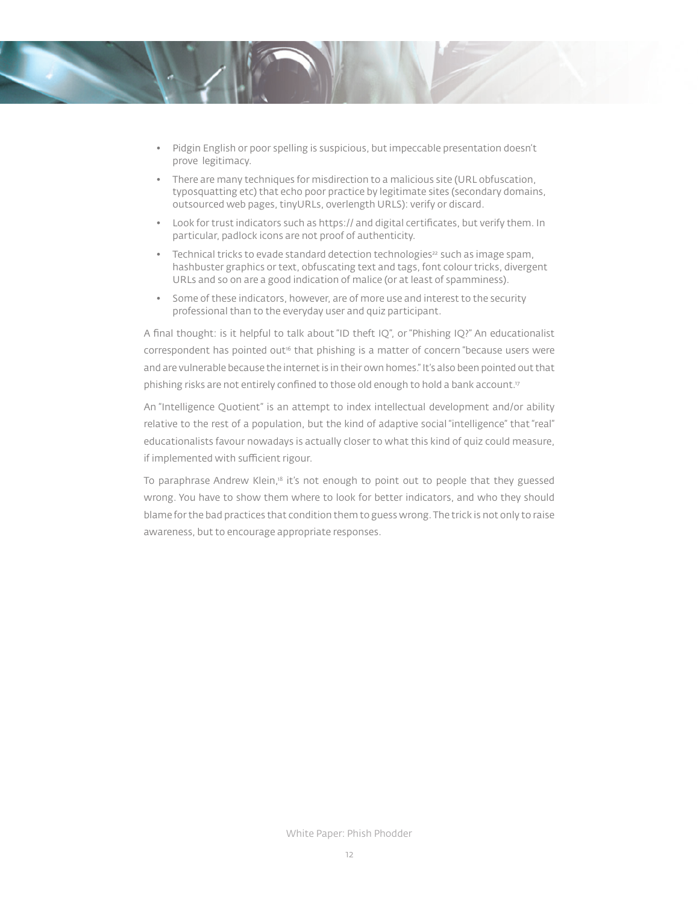- Pidgin English or poor spelling is suspicious, but impeccable presentation doesn't prove legitimacy.
- There are many techniques for misdirection to a malicious site (URL obfuscation, typosquatting etc) that echo poor practice by legitimate sites (secondary domains, outsourced web pages, tinyURLs, overlength URLS): verify or discard.
- Look for trust indicators such as https:// and digital certificates, but verify them. In particular, padlock icons are not proof of authenticity.
- Technical tricks to evade standard detection technologies[22] such as image spam, hashbuster graphics or text, obfuscating text and tags, font colour tricks, divergent URLs and so on are a good indication of malice (or at least of spamminess).
- Some of these indicators, however, are of more use and interest to the security professional than to the everyday user and quiz participant.

A final thought: is it helpful to talk about "ID theft IQ", or "Phishing IQ?" An educationalist correspondent has pointed out[16] that phishing is a matter of concern "because users were and are vulnerable because the internet is in their own homes." It's also been pointed out that phishing risks are not entirely confined to those old enough to hold a bank account.[17]

An "Intelligence Quotient" is an attempt to index intellectual development and/or ability relative to the rest of a population, but the kind of adaptive social "intelligence" that "real" educationalists favour nowadays is actually closer to what this kind of quiz could measure, if implemented with sufficient rigour.

To paraphrase Andrew Klein,[18] it's not enough to point out to people that they guessed wrong. You have to show them where to look for better indicators, and who they should blame for the bad practices that condition them to guess wrong. The trick is not only to raise awareness, but to encourage appropriate responses.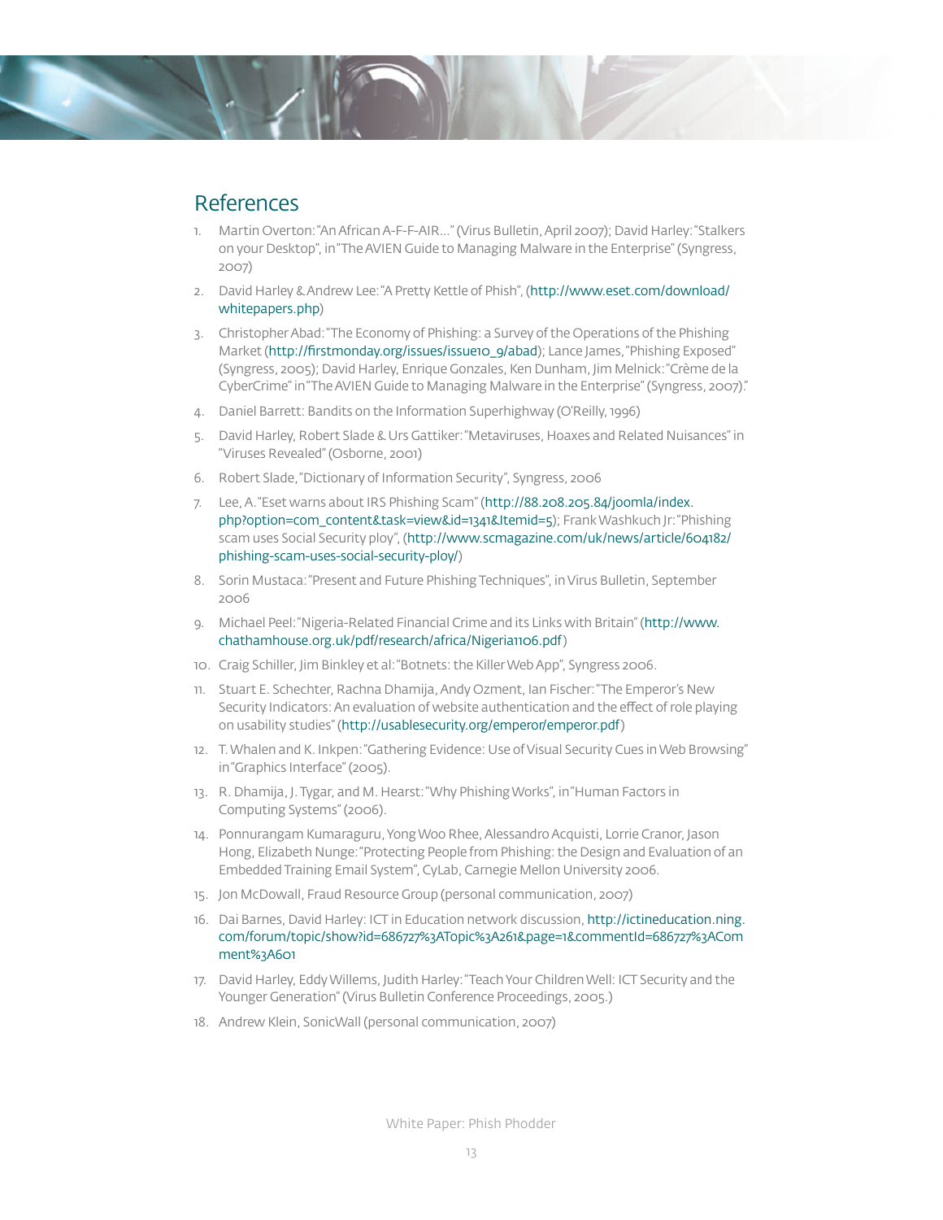## References

1. Martin Overton: "An African A-F-F-AIR..." (Virus Bulletin, April 2007); David Harley: "Stalkers on your Desktop", in "The AVIEN Guide to Managing Malware in the Enterprise" (Syngress, 2007)
2. David Harley & Andrew Lee: "A Pretty Kettle of Phish", (http://www.eset.com/download/whitepapers.php)
3. Christopher Abad: "The Economy of Phishing: a Survey of the Operations of the Phishing Market (http://firstmonday.org/issues/issue10_9/abad); Lance James, "Phishing Exposed" (Syngress, 2005); David Harley, Enrique Gonzales, Ken Dunham, Jim Melnick: "Crème de la CyberCrime" in "The AVIEN Guide to Managing Malware in the Enterprise" (Syngress, 2007)."
4. Daniel Barrett: Bandits on the Information Superhighway (O'Reilly, 1996)
5. David Harley, Robert Slade & Urs Gattiker: "Metaviruses, Hoaxes and Related Nuisances" in "Viruses Revealed" (Osborne, 2001)
6. Robert Slade, "Dictionary of Information Security", Syngress, 2006
7. Lee, A. "Eset warns about IRS Phishing Scam" (http://88.208.205.84/joomla/index.php?option=com_content&task=view&id=1341&Itemid=5); Frank Washkuch Jr: "Phishing scam uses Social Security ploy", (http://www.scmagazine.com/uk/news/article/604182/phishing-scam-uses-social-security-ploy/)
8. Sorin Mustaca: "Present and Future Phishing Techniques", in Virus Bulletin, September 2006
9. Michael Peel: "Nigeria-Related Financial Crime and its Links with Britain" (http://www.chathamhouse.org.uk/pdf/research/africa/Nigeria1106.pdf)
10. Craig Schiller, Jim Binkley et al: "Botnets: the Killer Web App", Syngress 2006.
11. Stuart E. Schechter, Rachna Dhamija, Andy Ozment, Ian Fischer: "The Emperor's New Security Indicators: An evaluation of website authentication and the effect of role playing on usability studies" (http://usablesecurity.org/emperor/emperor.pdf)
12. T. Whalen and K. Inkpen: "Gathering Evidence: Use of Visual Security Cues in Web Browsing" in "Graphics Interface" (2005).
13. R. Dhamija, J. Tygar, and M. Hearst: "Why Phishing Works", in "Human Factors in Computing Systems" (2006).
14. Ponnurangam Kumaraguru, Yong Woo Rhee, Alessandro Acquisti, Lorrie Cranor, Jason Hong, Elizabeth Nunge: "Protecting People from Phishing: the Design and Evaluation of an Embedded Training Email System", CyLab, Carnegie Mellon University 2006.
15. Jon McDowall, Fraud Resource Group (personal communication, 2007)
16. Dai Barnes, David Harley: ICT in Education network discussion, http://ictineducation.ning.com/forum/topic/show?id=686727%3ATopic%3A261&page=1&commentId=686727%3AComment%3A601
17. David Harley, Eddy Willems, Judith Harley: "Teach Your Children Well: ICT Security and the Younger Generation" (Virus Bulletin Conference Proceedings, 2005.)
18. Andrew Klein, SonicWall (personal communication, 2007)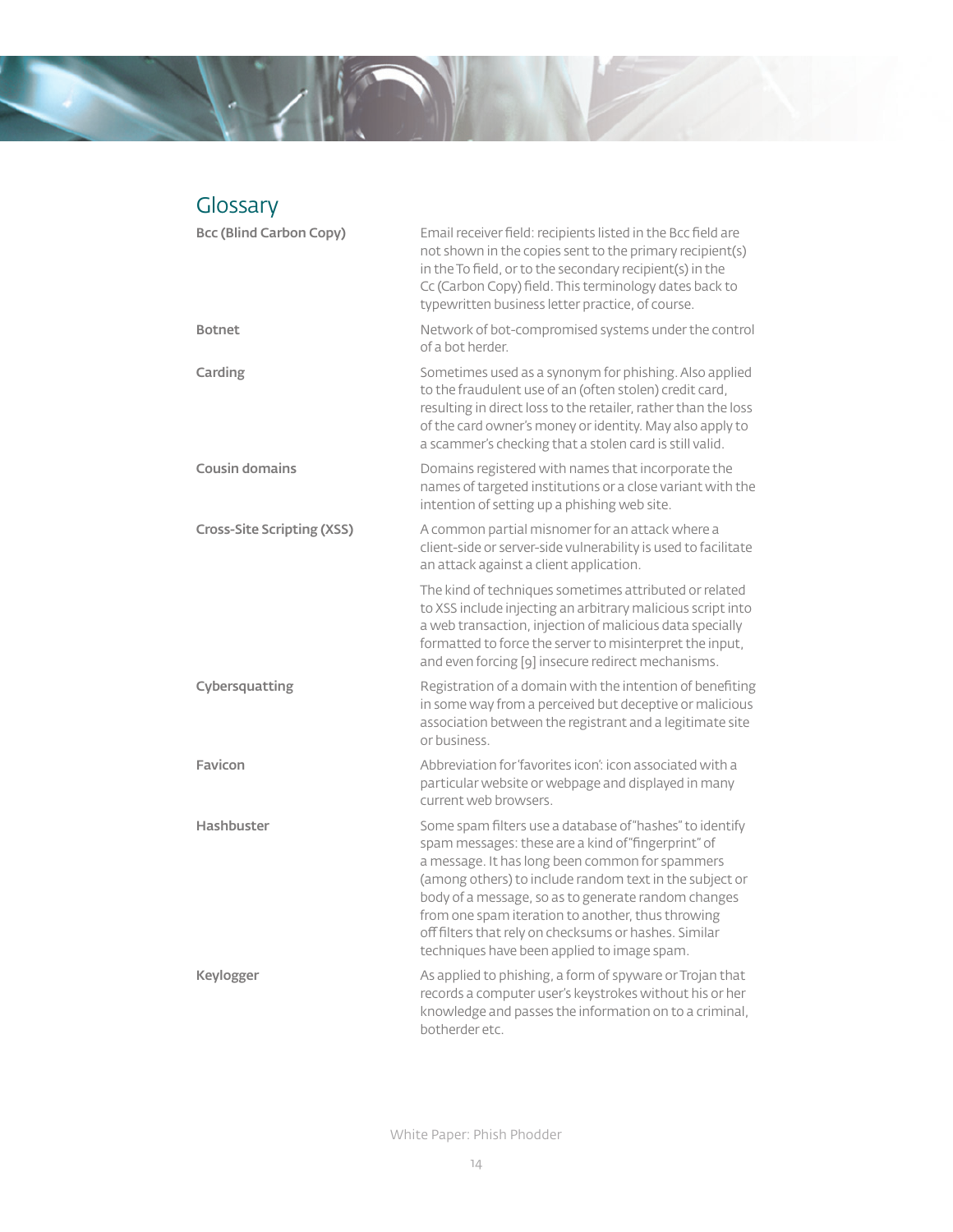## Glossary

**Bcc (Blind Carbon Copy)**
Email receiver field: recipients listed in the Bcc field are not shown in the copies sent to the primary recipient(s) in the To field, or to the secondary recipient(s) in the Cc (Carbon Copy) field. This terminology dates back to typewritten business letter practice, of course.

**Botnet**
Network of bot-compromised systems under the control of a bot herder.

**Carding**
Sometimes used as a synonym for phishing. Also applied to the fraudulent use of an (often stolen) credit card, resulting in direct loss to the retailer, rather than the loss of the card owner's money or identity. May also apply to a scammer's checking that a stolen card is still valid.

**Cousin domains**
Domains registered with names that incorporate the names of targeted institutions or a close variant with the intention of setting up a phishing web site.

**Cross-Site Scripting (XSS)**
A common partial misnomer for an attack where a client-side or server-side vulnerability is used to facilitate an attack against a client application.

The kind of techniques sometimes attributed or related to XSS include injecting an arbitrary malicious script into a web transaction, injection of malicious data specially formatted to force the server to misinterpret the input, and even forcing [9] insecure redirect mechanisms.

**Cybersquatting**
Registration of a domain with the intention of benefiting in some way from a perceived but deceptive or malicious association between the registrant and a legitimate site or business.

**Favicon**
Abbreviation for 'favorites icon': icon associated with a particular website or webpage and displayed in many current web browsers.

**Hashbuster**
Some spam filters use a database of "hashes" to identify spam messages: these are a kind of "fingerprint" of a message. It has long been common for spammers (among others) to include random text in the subject or body of a message, so as to generate random changes from one spam iteration to another, thus throwing off filters that rely on checksums or hashes. Similar techniques have been applied to image spam.

**Keylogger**
As applied to phishing, a form of spyware or Trojan that records a computer user's keystrokes without his or her knowledge and passes the information on to a criminal, botherder etc.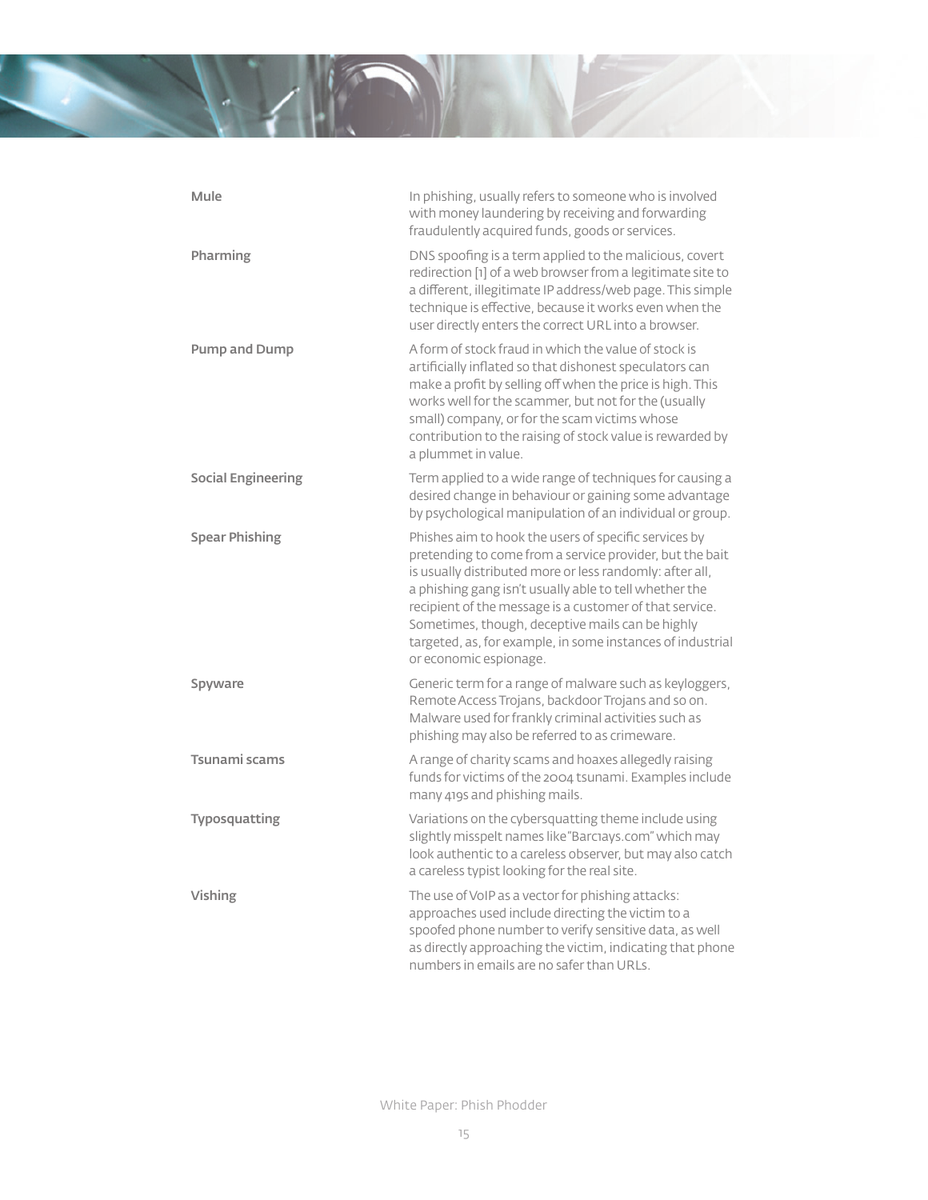| | |
|---|---|
| **Mule** | In phishing, usually refers to someone who is involved with money laundering by receiving and forwarding fraudulently acquired funds, goods or services. |
| **Pharming** | DNS spoofing is a term applied to the malicious, covert redirection [1] of a web browser from a legitimate site to a different, illegitimate IP address/web page. This simple technique is effective, because it works even when the user directly enters the correct URL into a browser. |
| **Pump and Dump** | A form of stock fraud in which the value of stock is artificially inflated so that dishonest speculators can make a profit by selling off when the price is high. This works well for the scammer, but not for the (usually small) company, or for the scam victims whose contribution to the raising of stock value is rewarded by a plummet in value. |
| **Social Engineering** | Term applied to a wide range of techniques for causing a desired change in behaviour or gaining some advantage by psychological manipulation of an individual or group. |
| **Spear Phishing** | Phishes aim to hook the users of specific services by pretending to come from a service provider, but the bait is usually distributed more or less randomly: after all, a phishing gang isn't usually able to tell whether the recipient of the message is a customer of that service. Sometimes, though, deceptive mails can be highly targeted, as, for example, in some instances of industrial or economic espionage. |
| **Spyware** | Generic term for a range of malware such as keyloggers, Remote Access Trojans, backdoor Trojans and so on. Malware used for frankly criminal activities such as phishing may also be referred to as crimeware. |
| **Tsunami scams** | A range of charity scams and hoaxes allegedly raising funds for victims of the 2004 tsunami. Examples include many 419s and phishing mails. |
| **Typosquatting** | Variations on the cybersquatting theme include using slightly misspelt names like "Barc1ays.com" which may look authentic to a careless observer, but may also catch a careless typist looking for the real site. |
| **Vishing** | The use of VoIP as a vector for phishing attacks: approaches used include directing the victim to a spoofed phone number to verify sensitive data, as well as directly approaching the victim, indicating that phone numbers in emails are no safer than URLs. |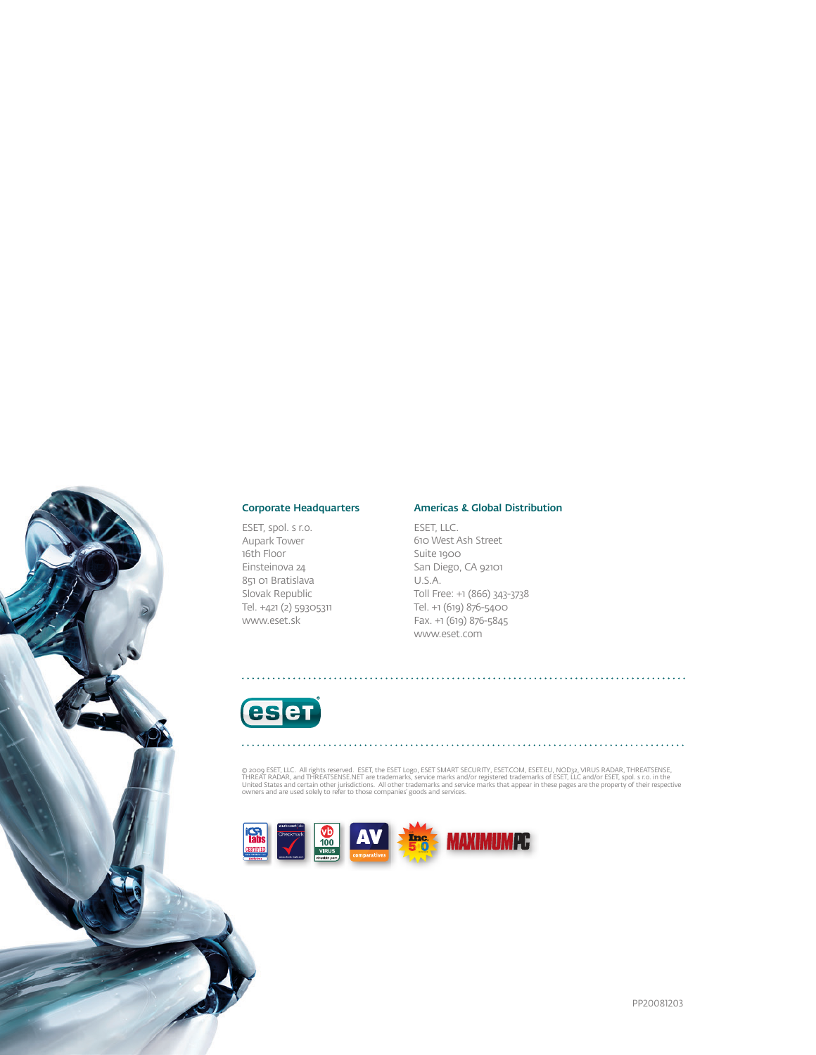### Corporate Headquarters

ESET, spol. s r.o.
Aupark Tower
16th Floor
Einsteinova 24
851 01 Bratislava
Slovak Republic
Tel. +421 (2) 59305311
www.eset.sk

### Americas & Global Distribution

ESET, LLC.
610 West Ash Street
Suite 1900
San Diego, CA 92101
U.S.A.
Toll Free: +1 (866) 343-3738
Tel. +1 (619) 876-5400
Fax. +1 (619) 876-5845
www.eset.com

© 2009 ESET, LLC. All rights reserved. ESET, the ESET Logo, ESET SMART SECURITY, ESET.COM, ESET.EU, NOD32, VIRUS RADAR, THREATSENSE, THREAT RADAR, and THREATSENSE.NET are trademarks, service marks and/or registered trademarks of ESET, LLC and/or ESET, spol. s r.o. in the United States and certain other jurisdictions. All other trademarks and service marks that appear in these pages are the property of their respective owners and are used solely to refer to those companies' goods and services.

PP20081203